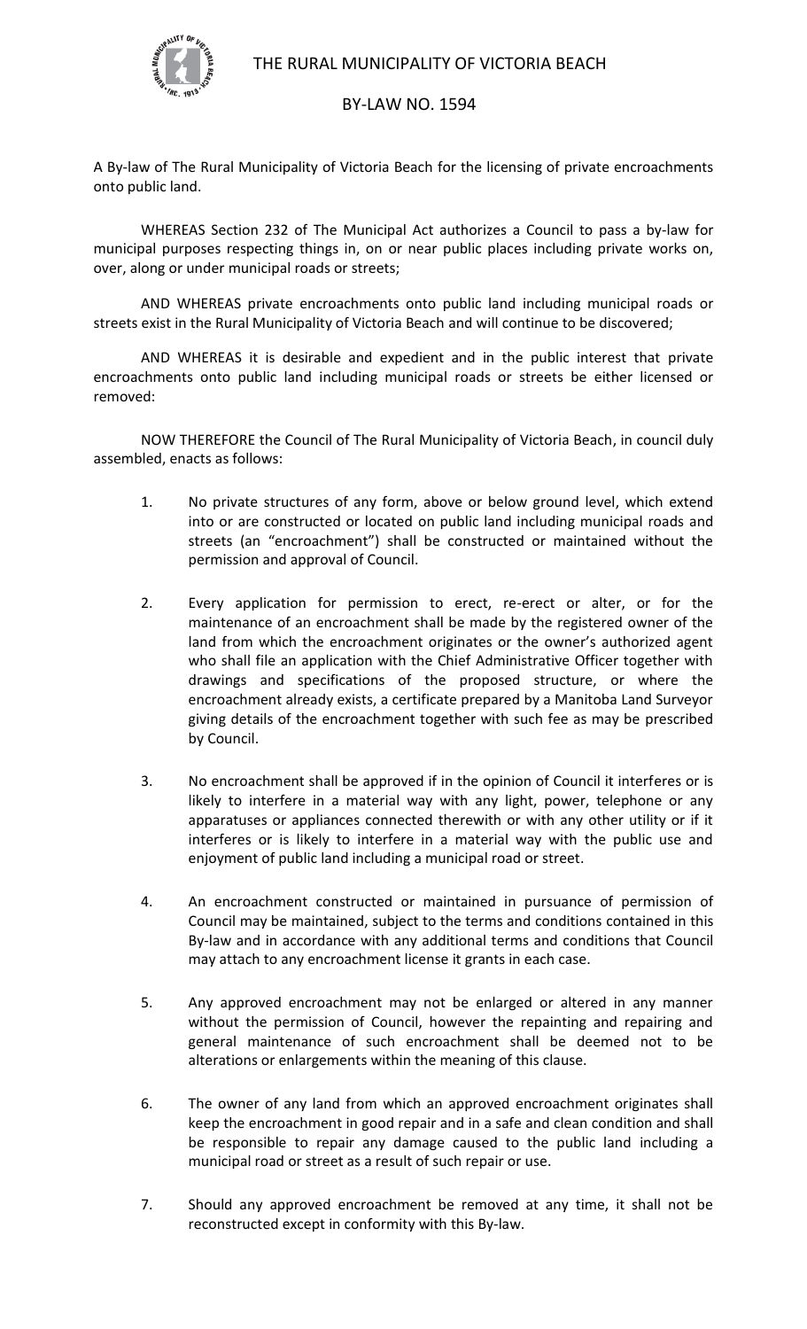# THE RURAL MUNICIPALITY OF VICTORIA BEACH

## BY-LAW NO. 1594

A By-law of The Rural Municipality of Victoria Beach for the licensing of private encroachments onto public land.

WHEREAS Section 232 of The Municipal Act authorizes a Council to pass a by-law for municipal purposes respecting things in, on or near public places including private works on, over, along or under municipal roads or streets;

AND WHEREAS private encroachments onto public land including municipal roads or streets exist in the Rural Municipality of Victoria Beach and will continue to be discovered;

AND WHEREAS it is desirable and expedient and in the public interest that private encroachments onto public land including municipal roads or streets be either licensed or removed:

NOW THEREFORE the Council of The Rural Municipality of Victoria Beach, in council duly assembled, enacts as follows:

1. No private structures of any form, above or below ground level, which extend into or are constructed or located on public land including municipal roads and streets (an "encroachment") shall be constructed or maintained without the permission and approval of Council.

2. Every application for permission to erect, re-erect or alter, or for the maintenance of an encroachment shall be made by the registered owner of the land from which the encroachment originates or the owner's authorized agent who shall file an application with the Chief Administrative Officer together with drawings and specifications of the proposed structure, or where the encroachment already exists, a certificate prepared by a Manitoba Land Surveyor giving details of the encroachment together with such fee as may be prescribed by Council.

3. No encroachment shall be approved if in the opinion of Council it interferes or is likely to interfere in a material way with any light, power, telephone or any apparatuses or appliances connected therewith or with any other utility or if it interferes or is likely to interfere in a material way with the public use and enjoyment of public land including a municipal road or street.

4. An encroachment constructed or maintained in pursuance of permission of Council may be maintained, subject to the terms and conditions contained in this By-law and in accordance with any additional terms and conditions that Council may attach to any encroachment license it grants in each case.

5. Any approved encroachment may not be enlarged or altered in any manner without the permission of Council, however the repainting and repairing and general maintenance of such encroachment shall be deemed not to be alterations or enlargements within the meaning of this clause.

6. The owner of any land from which an approved encroachment originates shall keep the encroachment in good repair and in a safe and clean condition and shall be responsible to repair any damage caused to the public land including a municipal road or street as a result of such repair or use.

7. Should any approved encroachment be removed at any time, it shall not be reconstructed except in conformity with this By-law.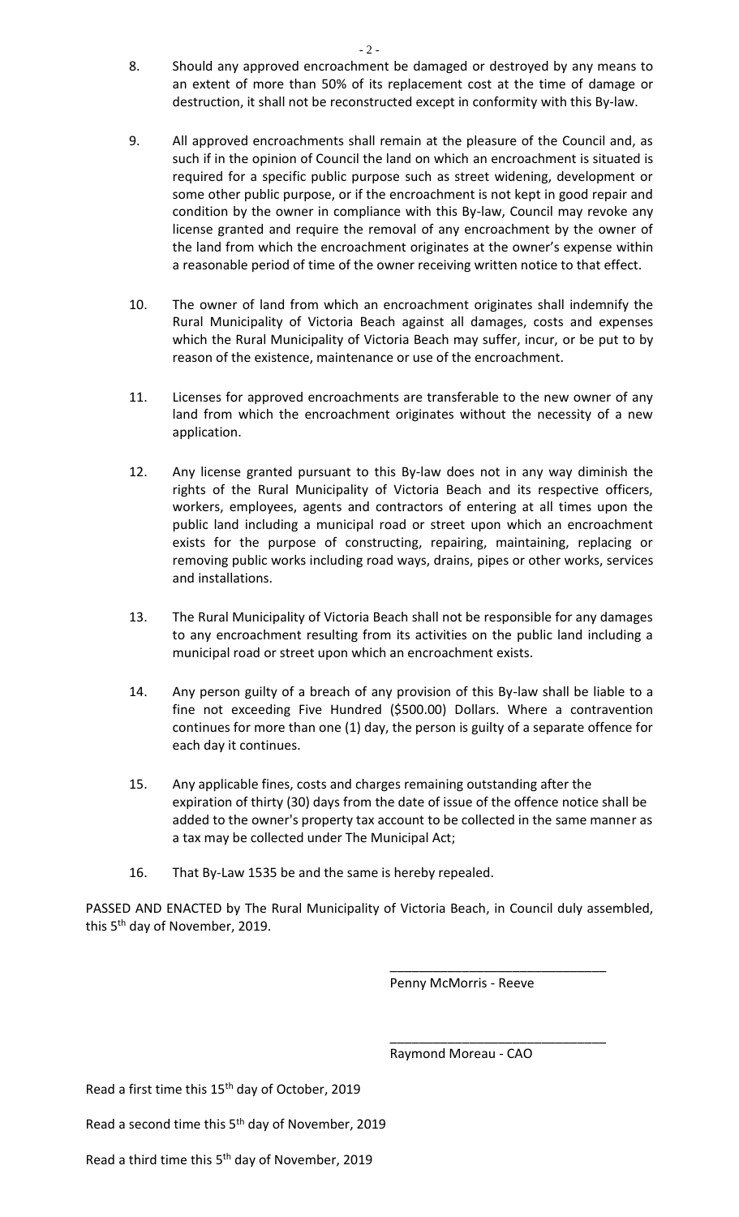8. Should any approved encroachment be damaged or destroyed by any means to an extent of more than 50% of its replacement cost at the time of damage or destruction, it shall not be reconstructed except in conformity with this By-law.

9. All approved encroachments shall remain at the pleasure of the Council and, as such if in the opinion of Council the land on which an encroachment is situated is required for a specific public purpose such as street widening, development or some other public purpose, or if the encroachment is not kept in good repair and condition by the owner in compliance with this By-law, Council may revoke any license granted and require the removal of any encroachment by the owner of the land from which the encroachment originates at the owner's expense within a reasonable period of time of the owner receiving written notice to that effect.

10. The owner of land from which an encroachment originates shall indemnify the Rural Municipality of Victoria Beach against all damages, costs and expenses which the Rural Municipality of Victoria Beach may suffer, incur, or be put to by reason of the existence, maintenance or use of the encroachment.

11. Licenses for approved encroachments are transferable to the new owner of any land from which the encroachment originates without the necessity of a new application.

12. Any license granted pursuant to this By-law does not in any way diminish the rights of the Rural Municipality of Victoria Beach and its respective officers, workers, employees, agents and contractors of entering at all times upon the public land including a municipal road or street upon which an encroachment exists for the purpose of constructing, repairing, maintaining, replacing or removing public works including road ways, drains, pipes or other works, services and installations.

13. The Rural Municipality of Victoria Beach shall not be responsible for any damages to any encroachment resulting from its activities on the public land including a municipal road or street upon which an encroachment exists.

14. Any person guilty of a breach of any provision of this By-law shall be liable to a fine not exceeding Five Hundred ($500.00) Dollars. Where a contravention continues for more than one (1) day, the person is guilty of a separate offence for each day it continues.

15. Any applicable fines, costs and charges remaining outstanding after the expiration of thirty (30) days from the date of issue of the offence notice shall be added to the owner's property tax account to be collected in the same manner as a tax may be collected under The Municipal Act;

16. That By-Law 1535 be and the same is hereby repealed.

PASSED AND ENACTED by The Rural Municipality of Victoria Beach, in Council duly assembled, this 5th day of November, 2019.

______________________________
Penny McMorris - Reeve

______________________________
Raymond Moreau - CAO

Read a first time this 15th day of October, 2019

Read a second time this 5th day of November, 2019

Read a third time this 5th day of November, 2019